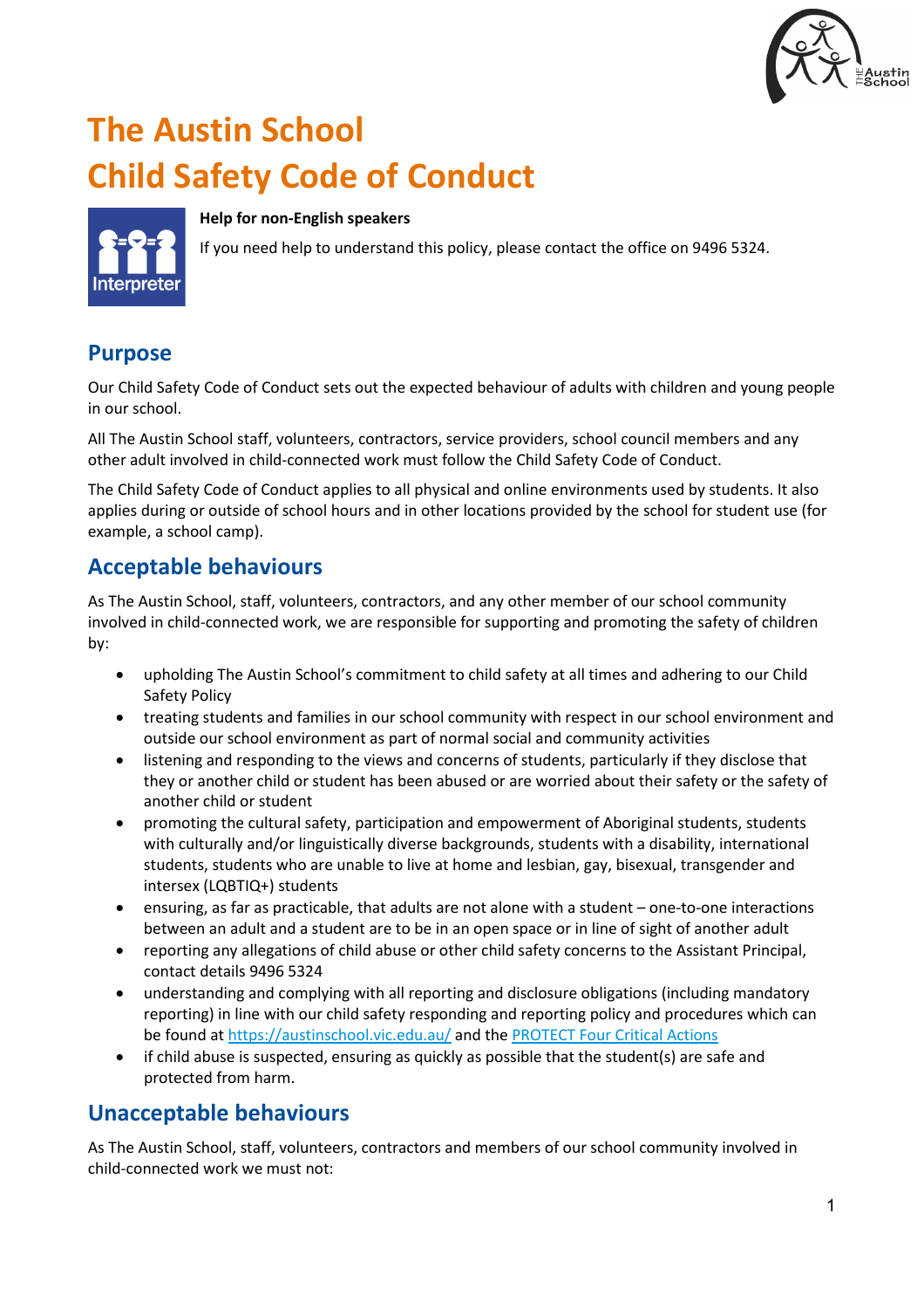# The Austin School
# Child Safety Code of Conduct

**Help for non-English speakers**

If you need help to understand this policy, please contact the office on 9496 5324.

## Purpose

Our Child Safety Code of Conduct sets out the expected behaviour of adults with children and young people in our school.

All The Austin School staff, volunteers, contractors, service providers, school council members and any other adult involved in child-connected work must follow the Child Safety Code of Conduct.

The Child Safety Code of Conduct applies to all physical and online environments used by students. It also applies during or outside of school hours and in other locations provided by the school for student use (for example, a school camp).

## Acceptable behaviours

As The Austin School, staff, volunteers, contractors, and any other member of our school community involved in child-connected work, we are responsible for supporting and promoting the safety of children by:

- upholding The Austin School's commitment to child safety at all times and adhering to our Child Safety Policy
- treating students and families in our school community with respect in our school environment and outside our school environment as part of normal social and community activities
- listening and responding to the views and concerns of students, particularly if they disclose that they or another child or student has been abused or are worried about their safety or the safety of another child or student
- promoting the cultural safety, participation and empowerment of Aboriginal students, students with culturally and/or linguistically diverse backgrounds, students with a disability, international students, students who are unable to live at home and lesbian, gay, bisexual, transgender and intersex (LQBTIQ+) students
- ensuring, as far as practicable, that adults are not alone with a student – one-to-one interactions between an adult and a student are to be in an open space or in line of sight of another adult
- reporting any allegations of child abuse or other child safety concerns to the Assistant Principal, contact details 9496 5324
- understanding and complying with all reporting and disclosure obligations (including mandatory reporting) in line with our child safety responding and reporting policy and procedures which can be found at [https://austinschool.vic.edu.au/](https://austinschool.vic.edu.au/) and the PROTECT Four Critical Actions
- if child abuse is suspected, ensuring as quickly as possible that the student(s) are safe and protected from harm.

## Unacceptable behaviours

As The Austin School, staff, volunteers, contractors and members of our school community involved in child-connected work we must not: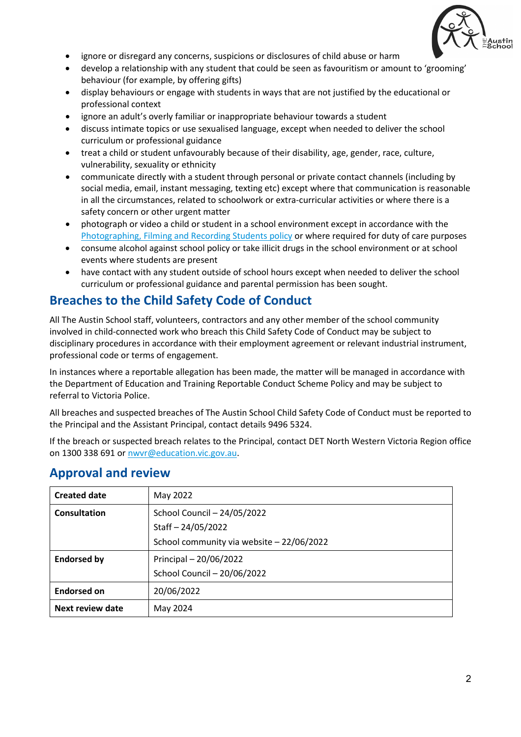- ignore or disregard any concerns, suspicions or disclosures of child abuse or harm
- develop a relationship with any student that could be seen as favouritism or amount to 'grooming' behaviour (for example, by offering gifts)
- display behaviours or engage with students in ways that are not justified by the educational or professional context
- ignore an adult's overly familiar or inappropriate behaviour towards a student
- discuss intimate topics or use sexualised language, except when needed to deliver the school curriculum or professional guidance
- treat a child or student unfavourably because of their disability, age, gender, race, culture, vulnerability, sexuality or ethnicity
- communicate directly with a student through personal or private contact channels (including by social media, email, instant messaging, texting etc) except where that communication is reasonable in all the circumstances, related to schoolwork or extra-curricular activities or where there is a safety concern or other urgent matter
- photograph or video a child or student in a school environment except in accordance with the Photographing, Filming and Recording Students policy or where required for duty of care purposes
- consume alcohol against school policy or take illicit drugs in the school environment or at school events where students are present
- have contact with any student outside of school hours except when needed to deliver the school curriculum or professional guidance and parental permission has been sought.

## Breaches to the Child Safety Code of Conduct

All The Austin School staff, volunteers, contractors and any other member of the school community involved in child-connected work who breach this Child Safety Code of Conduct may be subject to disciplinary procedures in accordance with their employment agreement or relevant industrial instrument, professional code or terms of engagement.

In instances where a reportable allegation has been made, the matter will be managed in accordance with the Department of Education and Training Reportable Conduct Scheme Policy and may be subject to referral to Victoria Police.

All breaches and suspected breaches of The Austin School Child Safety Code of Conduct must be reported to the Principal and the Assistant Principal, contact details 9496 5324.

If the breach or suspected breach relates to the Principal, contact DET North Western Victoria Region office on 1300 338 691 or nwvr@education.vic.gov.au.

## Approval and review

| | |
|---|---|
| **Created date** | May 2022 |
| **Consultation** | School Council – 24/05/2022<br>Staff – 24/05/2022<br>School community via website – 22/06/2022 |
| **Endorsed by** | Principal – 20/06/2022<br>School Council – 20/06/2022 |
| **Endorsed on** | 20/06/2022 |
| **Next review date** | May 2024 |